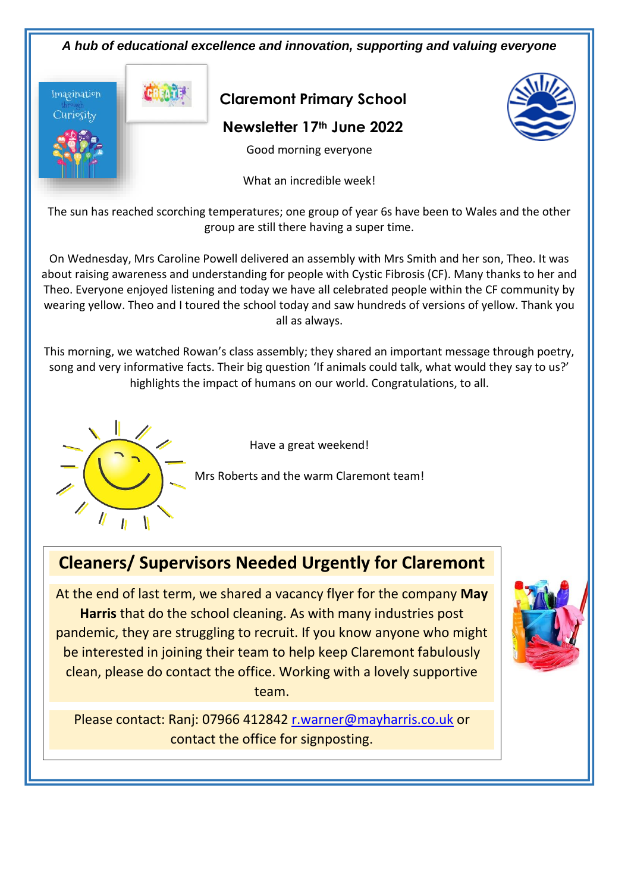*A hub of educational excellence and innovation, supporting and valuing everyone*

# Claremont Primary School

## Newsletter 17th June 2022

Good morning everyone

What an incredible week!

The sun has reached scorching temperatures; one group of year 6s have been to Wales and the other group are still there having a super time.

On Wednesday, Mrs Caroline Powell delivered an assembly with Mrs Smith and her son, Theo. It was about raising awareness and understanding for people with Cystic Fibrosis (CF). Many thanks to her and Theo. Everyone enjoyed listening and today we have all celebrated people within the CF community by wearing yellow. Theo and I toured the school today and saw hundreds of versions of yellow. Thank you all as always.

This morning, we watched Rowan's class assembly; they shared an important message through poetry, song and very informative facts. Their big question 'If animals could talk, what would they say to us?' highlights the impact of humans on our world. Congratulations, to all.

Have a great weekend!

Mrs Roberts and the warm Claremont team!

## Cleaners/ Supervisors Needed Urgently for Claremont

At the end of last term, we shared a vacancy flyer for the company **May Harris** that do the school cleaning. As with many industries post pandemic, they are struggling to recruit. If you know anyone who might be interested in joining their team to help keep Claremont fabulously clean, please do contact the office. Working with a lovely supportive team.

Please contact: Ranj: 07966 412842 r.warner@mayharris.co.uk or contact the office for signposting.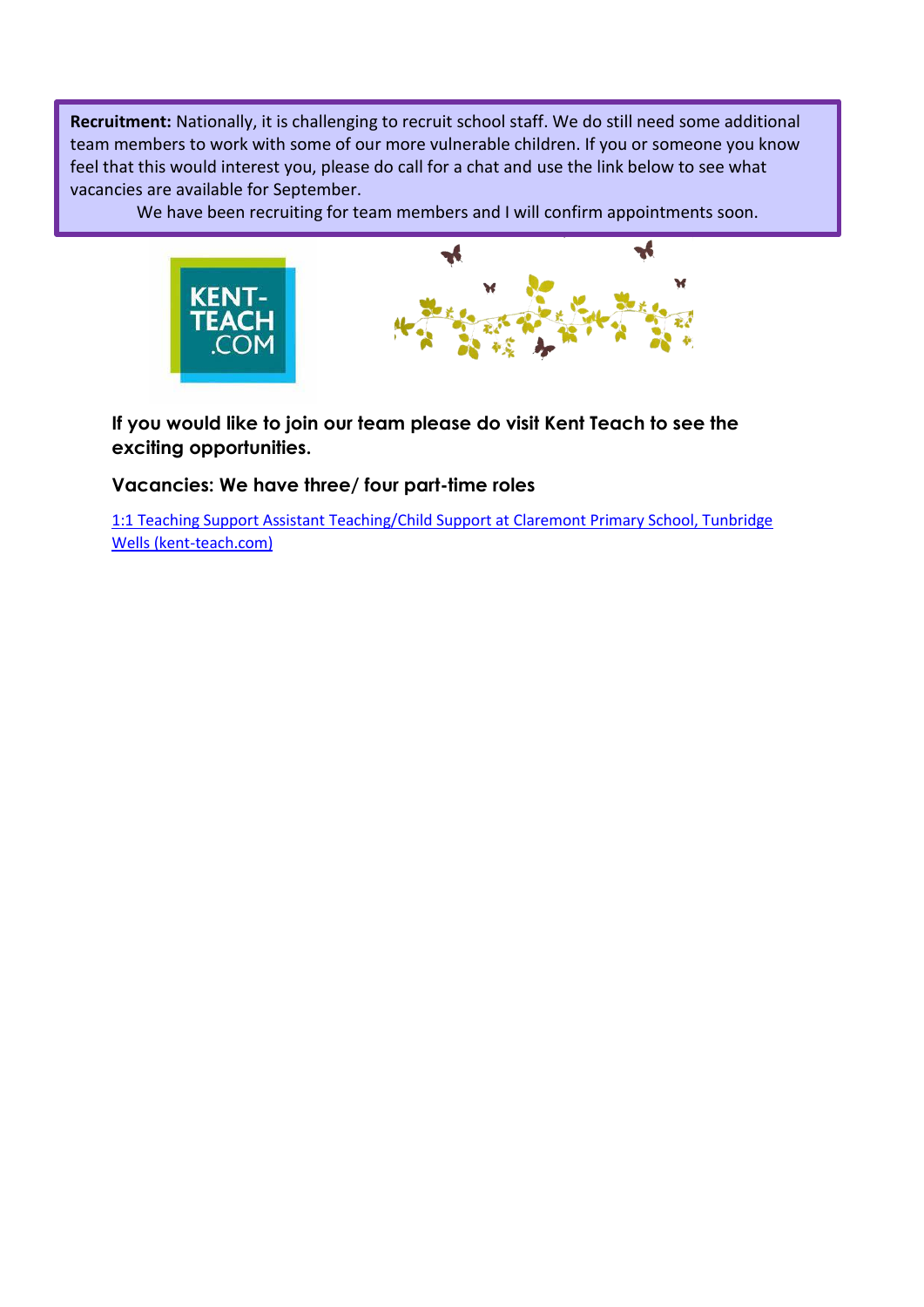**Recruitment:** Nationally, it is challenging to recruit school staff. We do still need some additional team members to work with some of our more vulnerable children. If you or someone you know feel that this would interest you, please do call for a chat and use the link below to see what vacancies are available for September.

We have been recruiting for team members and I will confirm appointments soon.

**If you would like to join our team please do visit Kent Teach to see the exciting opportunities.**

**Vacancies: We have three/ four part-time roles**

1:1 Teaching Support Assistant Teaching/Child Support at Claremont Primary School, Tunbridge Wells (kent-teach.com)